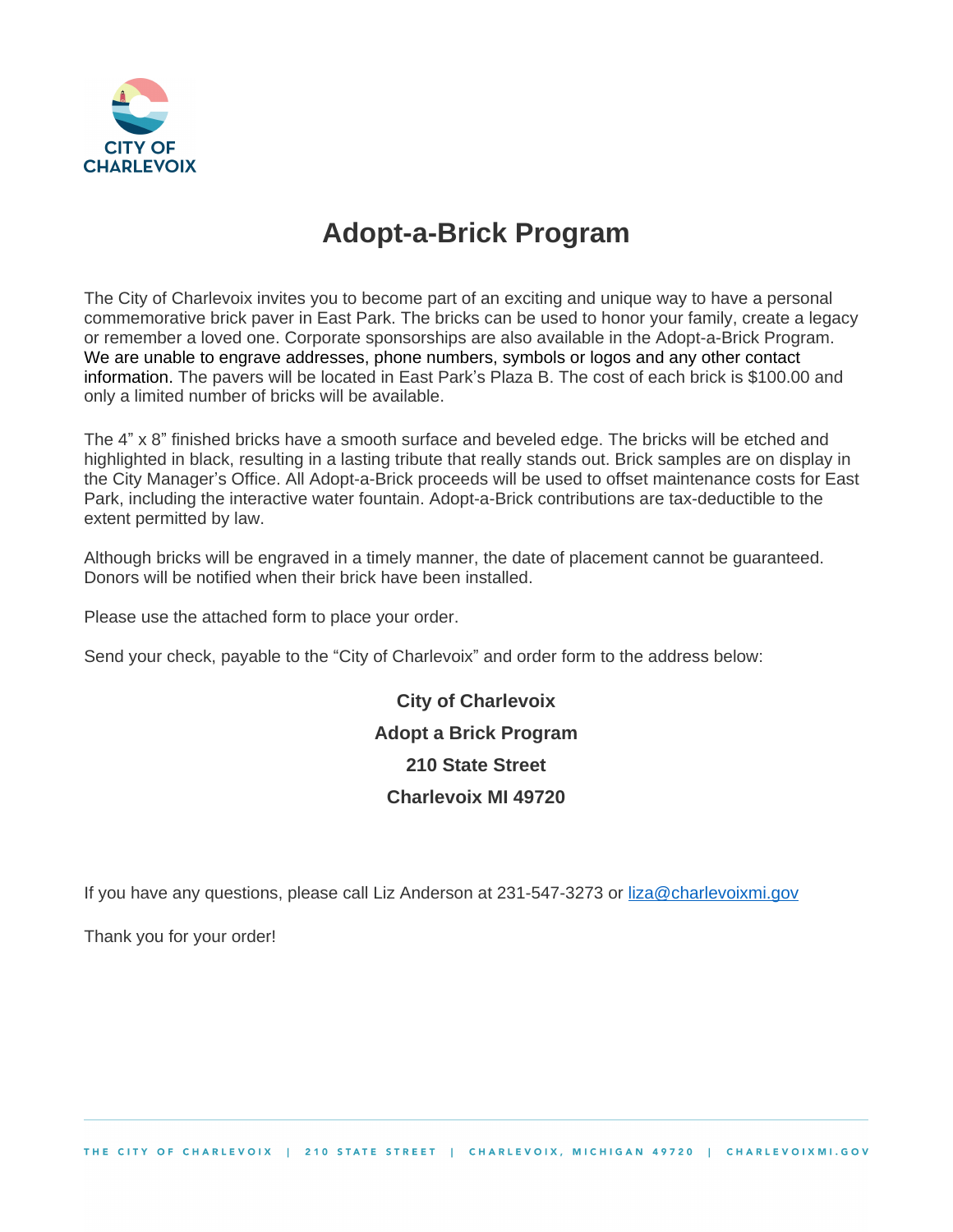CITY OF CHARLEVOIX

# Adopt-a-Brick Program

The City of Charlevoix invites you to become part of an exciting and unique way to have a personal commemorative brick paver in East Park. The bricks can be used to honor your family, create a legacy or remember a loved one. Corporate sponsorships are also available in the Adopt-a-Brick Program. We are unable to engrave addresses, phone numbers, symbols or logos and any other contact information. The pavers will be located in East Park's Plaza B. The cost of each brick is $100.00 and only a limited number of bricks will be available.

The 4" x 8" finished bricks have a smooth surface and beveled edge. The bricks will be etched and highlighted in black, resulting in a lasting tribute that really stands out. Brick samples are on display in the City Manager's Office. All Adopt-a-Brick proceeds will be used to offset maintenance costs for East Park, including the interactive water fountain. Adopt-a-Brick contributions are tax-deductible to the extent permitted by law.

Although bricks will be engraved in a timely manner, the date of placement cannot be guaranteed. Donors will be notified when their brick have been installed.

Please use the attached form to place your order.

Send your check, payable to the "City of Charlevoix" and order form to the address below:

**City of Charlevoix**

**Adopt a Brick Program**

**210 State Street**

**Charlevoix MI 49720**

If you have any questions, please call Liz Anderson at 231-547-3273 or liza@charlevoixmi.gov

Thank you for your order!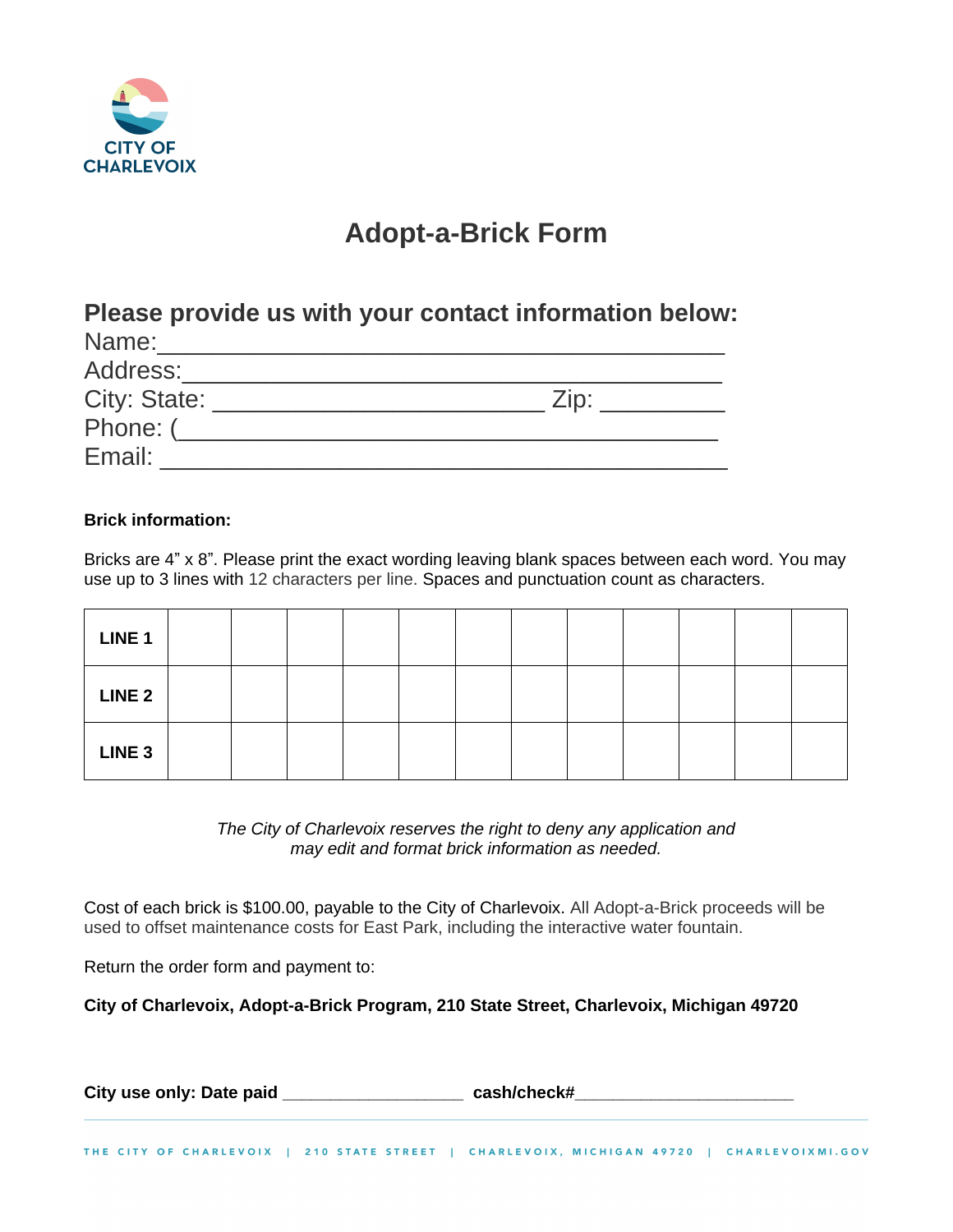CITY OF CHARLEVOIX

# Adopt-a-Brick Form

## Please provide us with your contact information below:

Name:___________________________________________

Address:_________________________________________

City: State: _________________________ Zip: __________

Phone: (__________________________________________

Email: ___________________________________________

**Brick information:**

Bricks are 4” x 8”. Please print the exact wording leaving blank spaces between each word. You may use up to 3 lines with 12 characters per line. Spaces and punctuation count as characters.

| | | | | | | | | | | | | |
|---|---|---|---|---|---|---|---|---|---|---|---|---|
| **LINE 1** | | | | | | | | | | | | |
| **LINE 2** | | | | | | | | | | | | |
| **LINE 3** | | | | | | | | | | | | |

*The City of Charlevoix reserves the right to deny any application and may edit and format brick information as needed.*

Cost of each brick is $100.00, payable to the City of Charlevoix. All Adopt-a-Brick proceeds will be used to offset maintenance costs for East Park, including the interactive water fountain.

Return the order form and payment to:

**City of Charlevoix, Adopt-a-Brick Program, 210 State Street, Charlevoix, Michigan 49720**

**City use only: Date paid ___________________ cash/check#_______________________**